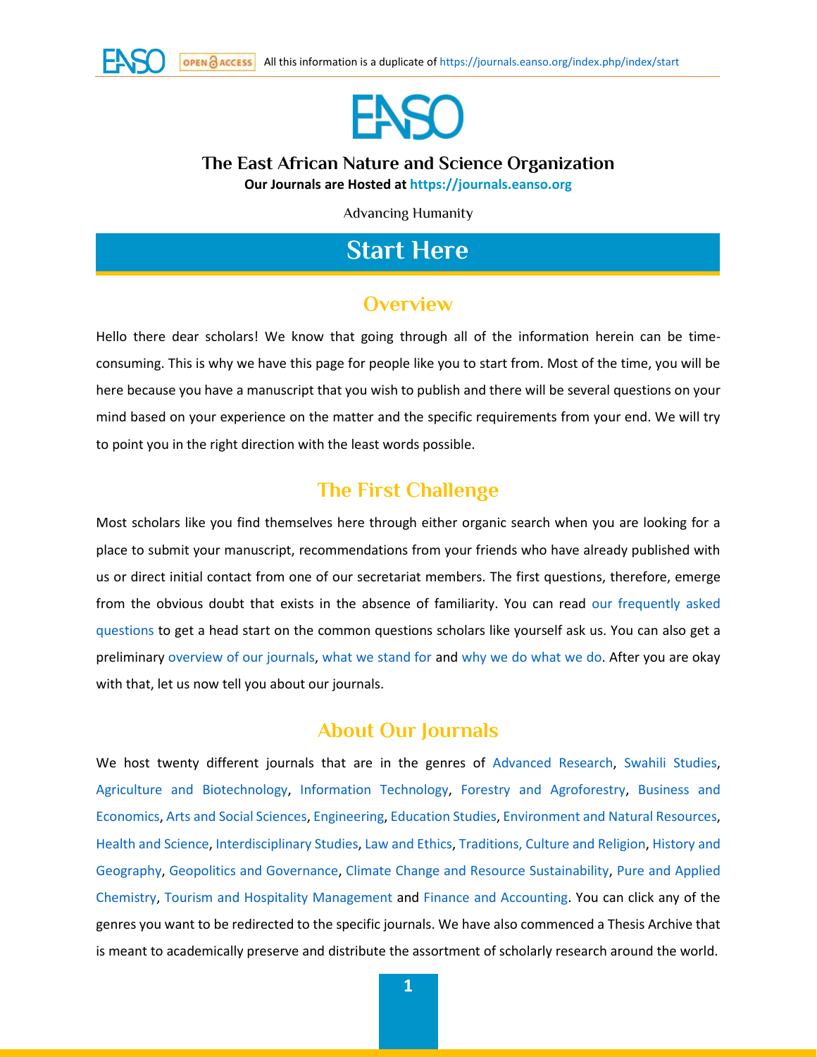# The East African Nature and Science Organization

**Our Journals are Hosted at https://journals.eanso.org**

Advancing Humanity

# Start Here

## Overview

Hello there dear scholars! We know that going through all of the information herein can be time-consuming. This is why we have this page for people like you to start from. Most of the time, you will be here because you have a manuscript that you wish to publish and there will be several questions on your mind based on your experience on the matter and the specific requirements from your end. We will try to point you in the right direction with the least words possible.

## The First Challenge

Most scholars like you find themselves here through either organic search when you are looking for a place to submit your manuscript, recommendations from your friends who have already published with us or direct initial contact from one of our secretariat members. The first questions, therefore, emerge from the obvious doubt that exists in the absence of familiarity. You can read our frequently asked questions to get a head start on the common questions scholars like yourself ask us. You can also get a preliminary overview of our journals, what we stand for and why we do what we do. After you are okay with that, let us now tell you about our journals.

## About Our Journals

We host twenty different journals that are in the genres of Advanced Research, Swahili Studies, Agriculture and Biotechnology, Information Technology, Forestry and Agroforestry, Business and Economics, Arts and Social Sciences, Engineering, Education Studies, Environment and Natural Resources, Health and Science, Interdisciplinary Studies, Law and Ethics, Traditions, Culture and Religion, History and Geography, Geopolitics and Governance, Climate Change and Resource Sustainability, Pure and Applied Chemistry, Tourism and Hospitality Management and Finance and Accounting. You can click any of the genres you want to be redirected to the specific journals. We have also commenced a Thesis Archive that is meant to academically preserve and distribute the assortment of scholarly research around the world.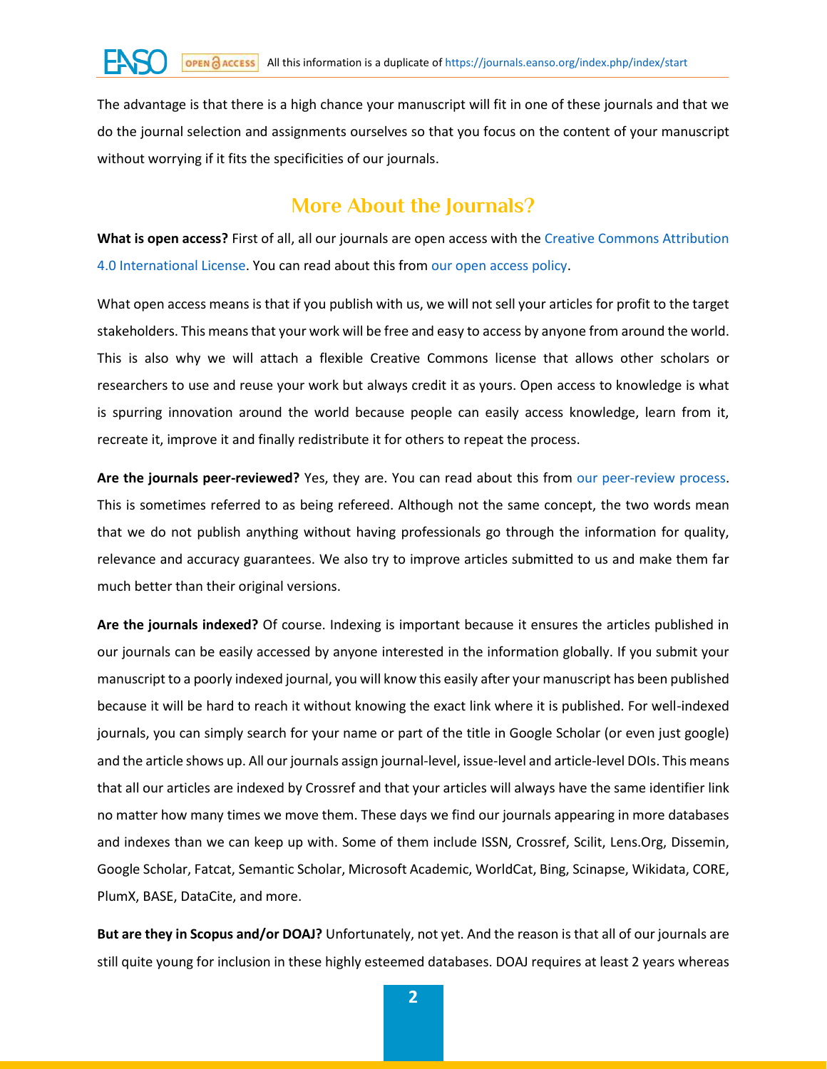The advantage is that there is a high chance your manuscript will fit in one of these journals and that we do the journal selection and assignments ourselves so that you focus on the content of your manuscript without worrying if it fits the specificities of our journals.

## More About the Journals?

**What is open access?** First of all, all our journals are open access with the Creative Commons Attribution 4.0 International License. You can read about this from our open access policy.

What open access means is that if you publish with us, we will not sell your articles for profit to the target stakeholders. This means that your work will be free and easy to access by anyone from around the world. This is also why we will attach a flexible Creative Commons license that allows other scholars or researchers to use and reuse your work but always credit it as yours. Open access to knowledge is what is spurring innovation around the world because people can easily access knowledge, learn from it, recreate it, improve it and finally redistribute it for others to repeat the process.

**Are the journals peer-reviewed?** Yes, they are. You can read about this from our peer-review process. This is sometimes referred to as being refereed. Although not the same concept, the two words mean that we do not publish anything without having professionals go through the information for quality, relevance and accuracy guarantees. We also try to improve articles submitted to us and make them far much better than their original versions.

**Are the journals indexed?** Of course. Indexing is important because it ensures the articles published in our journals can be easily accessed by anyone interested in the information globally. If you submit your manuscript to a poorly indexed journal, you will know this easily after your manuscript has been published because it will be hard to reach it without knowing the exact link where it is published. For well-indexed journals, you can simply search for your name or part of the title in Google Scholar (or even just google) and the article shows up. All our journals assign journal-level, issue-level and article-level DOIs. This means that all our articles are indexed by Crossref and that your articles will always have the same identifier link no matter how many times we move them. These days we find our journals appearing in more databases and indexes than we can keep up with. Some of them include ISSN, Crossref, Scilit, Lens.Org, Dissemin, Google Scholar, Fatcat, Semantic Scholar, Microsoft Academic, WorldCat, Bing, Scinapse, Wikidata, CORE, PlumX, BASE, DataCite, and more.

**But are they in Scopus and/or DOAJ?** Unfortunately, not yet. And the reason is that all of our journals are still quite young for inclusion in these highly esteemed databases. DOAJ requires at least 2 years whereas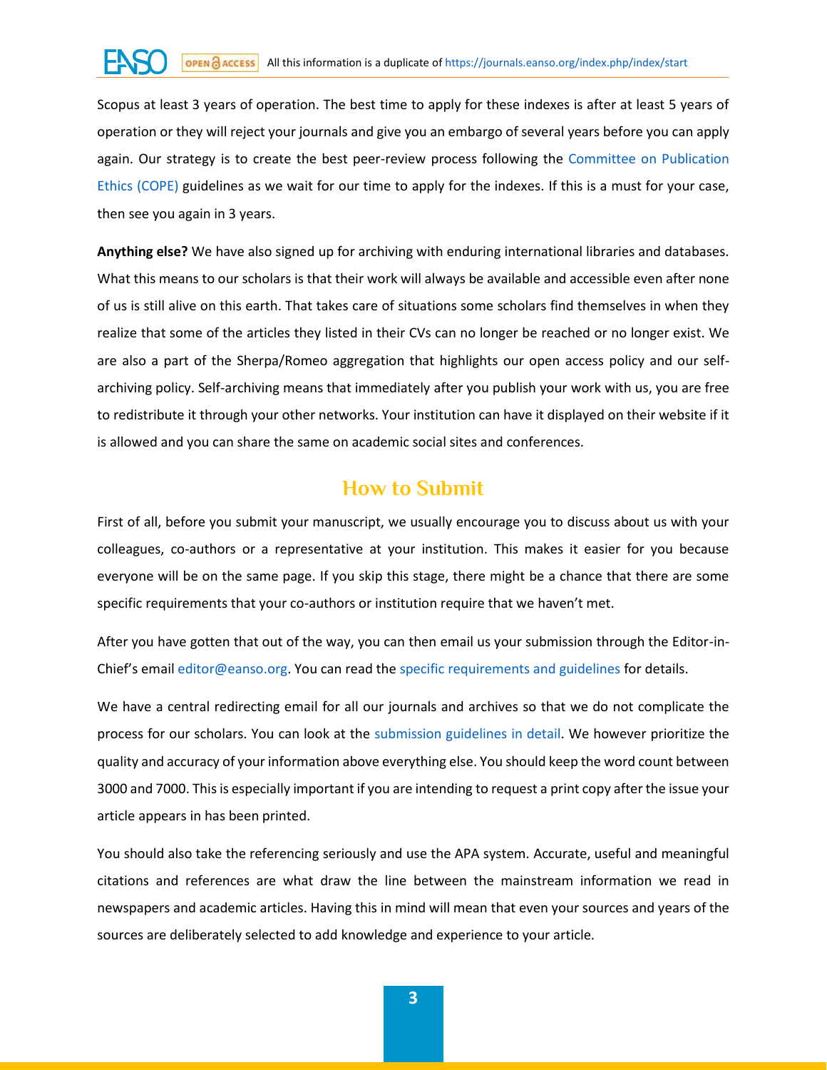Scopus at least 3 years of operation. The best time to apply for these indexes is after at least 5 years of operation or they will reject your journals and give you an embargo of several years before you can apply again. Our strategy is to create the best peer-review process following the Committee on Publication Ethics (COPE) guidelines as we wait for our time to apply for the indexes. If this is a must for your case, then see you again in 3 years.

**Anything else?** We have also signed up for archiving with enduring international libraries and databases. What this means to our scholars is that their work will always be available and accessible even after none of us is still alive on this earth. That takes care of situations some scholars find themselves in when they realize that some of the articles they listed in their CVs can no longer be reached or no longer exist. We are also a part of the Sherpa/Romeo aggregation that highlights our open access policy and our self-archiving policy. Self-archiving means that immediately after you publish your work with us, you are free to redistribute it through your other networks. Your institution can have it displayed on their website if it is allowed and you can share the same on academic social sites and conferences.

## How to Submit

First of all, before you submit your manuscript, we usually encourage you to discuss about us with your colleagues, co-authors or a representative at your institution. This makes it easier for you because everyone will be on the same page. If you skip this stage, there might be a chance that there are some specific requirements that your co-authors or institution require that we haven't met.

After you have gotten that out of the way, you can then email us your submission through the Editor-in-Chief's email editor@eanso.org. You can read the specific requirements and guidelines for details.

We have a central redirecting email for all our journals and archives so that we do not complicate the process for our scholars. You can look at the submission guidelines in detail. We however prioritize the quality and accuracy of your information above everything else. You should keep the word count between 3000 and 7000. This is especially important if you are intending to request a print copy after the issue your article appears in has been printed.

You should also take the referencing seriously and use the APA system. Accurate, useful and meaningful citations and references are what draw the line between the mainstream information we read in newspapers and academic articles. Having this in mind will mean that even your sources and years of the sources are deliberately selected to add knowledge and experience to your article.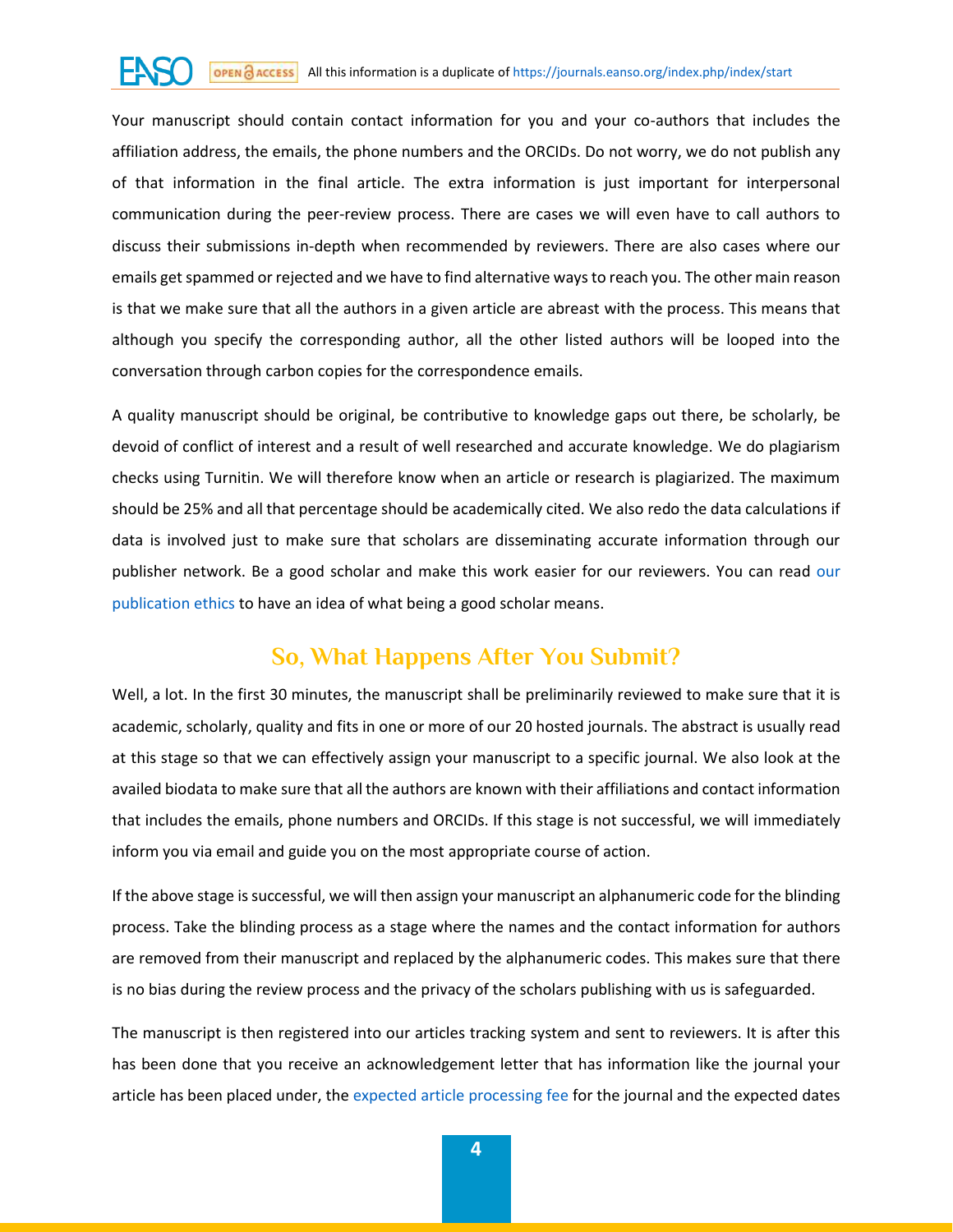Your manuscript should contain contact information for you and your co-authors that includes the affiliation address, the emails, the phone numbers and the ORCIDs. Do not worry, we do not publish any of that information in the final article. The extra information is just important for interpersonal communication during the peer-review process. There are cases we will even have to call authors to discuss their submissions in-depth when recommended by reviewers. There are also cases where our emails get spammed or rejected and we have to find alternative ways to reach you. The other main reason is that we make sure that all the authors in a given article are abreast with the process. This means that although you specify the corresponding author, all the other listed authors will be looped into the conversation through carbon copies for the correspondence emails.

A quality manuscript should be original, be contributive to knowledge gaps out there, be scholarly, be devoid of conflict of interest and a result of well researched and accurate knowledge. We do plagiarism checks using Turnitin. We will therefore know when an article or research is plagiarized. The maximum should be 25% and all that percentage should be academically cited. We also redo the data calculations if data is involved just to make sure that scholars are disseminating accurate information through our publisher network. Be a good scholar and make this work easier for our reviewers. You can read our publication ethics to have an idea of what being a good scholar means.

## So, What Happens After You Submit?

Well, a lot. In the first 30 minutes, the manuscript shall be preliminarily reviewed to make sure that it is academic, scholarly, quality and fits in one or more of our 20 hosted journals. The abstract is usually read at this stage so that we can effectively assign your manuscript to a specific journal. We also look at the availed biodata to make sure that all the authors are known with their affiliations and contact information that includes the emails, phone numbers and ORCIDs. If this stage is not successful, we will immediately inform you via email and guide you on the most appropriate course of action.

If the above stage is successful, we will then assign your manuscript an alphanumeric code for the blinding process. Take the blinding process as a stage where the names and the contact information for authors are removed from their manuscript and replaced by the alphanumeric codes. This makes sure that there is no bias during the review process and the privacy of the scholars publishing with us is safeguarded.

The manuscript is then registered into our articles tracking system and sent to reviewers. It is after this has been done that you receive an acknowledgement letter that has information like the journal your article has been placed under, the expected article processing fee for the journal and the expected dates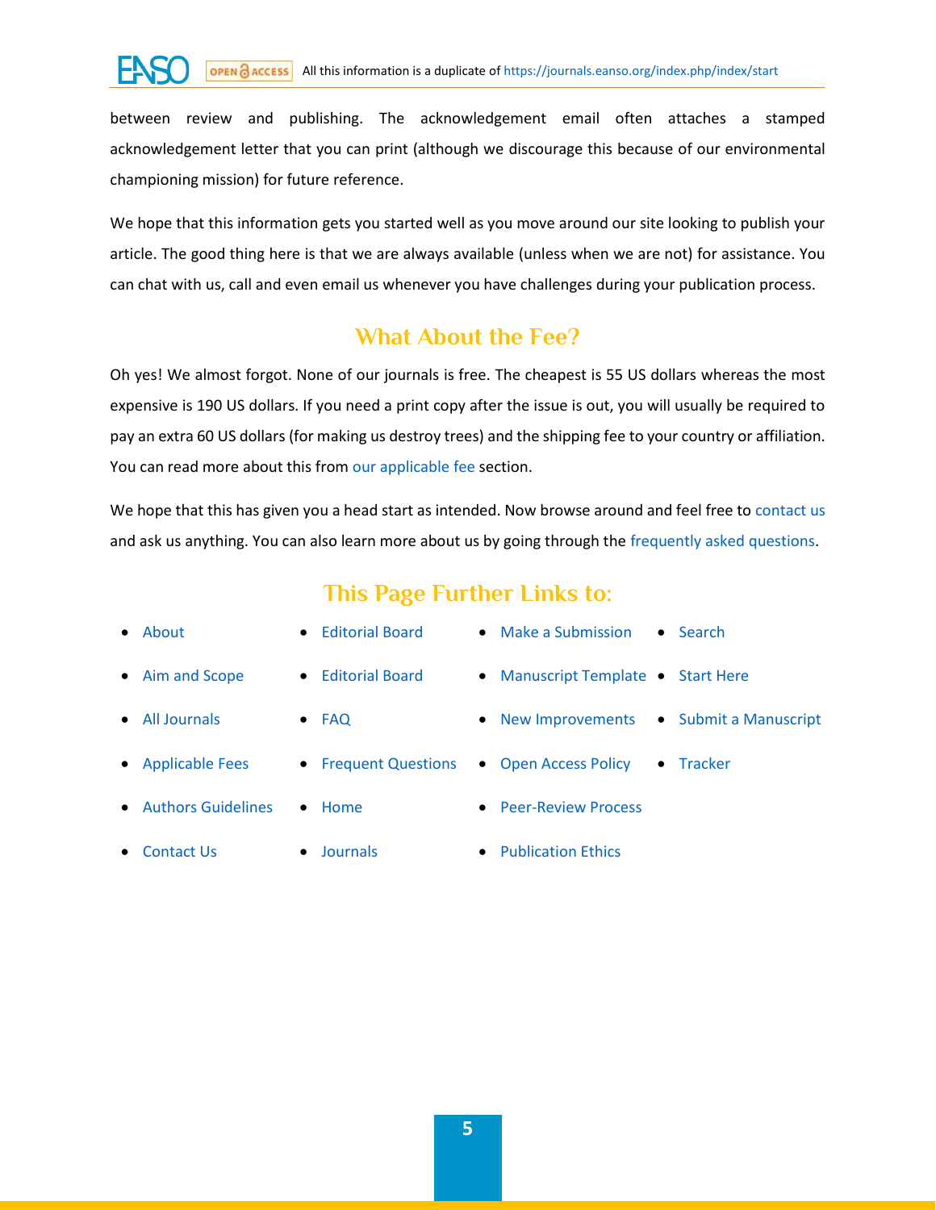between review and publishing. The acknowledgement email often attaches a stamped acknowledgement letter that you can print (although we discourage this because of our environmental championing mission) for future reference.

We hope that this information gets you started well as you move around our site looking to publish your article. The good thing here is that we are always available (unless when we are not) for assistance. You can chat with us, call and even email us whenever you have challenges during your publication process.

## What About the Fee?

Oh yes! We almost forgot. None of our journals is free. The cheapest is 55 US dollars whereas the most expensive is 190 US dollars. If you need a print copy after the issue is out, you will usually be required to pay an extra 60 US dollars (for making us destroy trees) and the shipping fee to your country or affiliation. You can read more about this from our applicable fee section.

We hope that this has given you a head start as intended. Now browse around and feel free to contact us and ask us anything. You can also learn more about us by going through the frequently asked questions.

## This Page Further Links to:

- About
- Aim and Scope
- All Journals
- Applicable Fees
- Authors Guidelines
- Contact Us
- Editorial Board
- Editorial Board
- FAQ
- Frequent Questions
- Home
- Journals
- Make a Submission
- Manuscript Template
- New Improvements
- Open Access Policy
- Peer-Review Process
- Publication Ethics
- Search
- Start Here
- Submit a Manuscript
- Tracker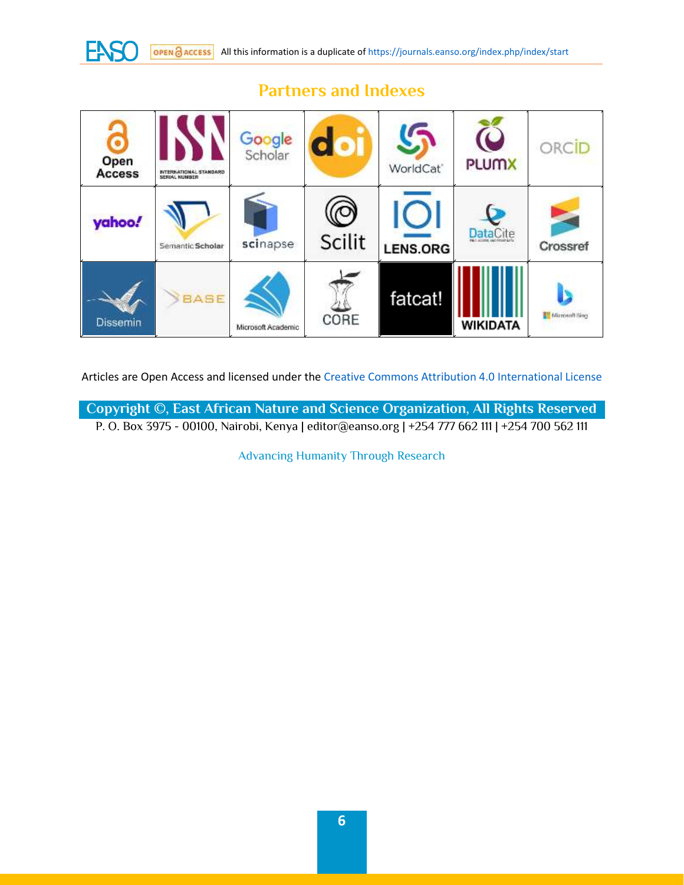## Partners and Indexes

| | | | | | | |
|---|---|---|---|---|---|---|
| Open Access | ISSN INTERNATIONAL STANDARD SERIAL NUMBER | Google Scholar | doi | WorldCat | PLUMX | ORCID |
| yahoo! | Semantic Scholar | scinapse | Scilit | LENS.ORG | DataCite | Crossref |
| Dissemin | BASE | Microsoft Academic | CORE | fatcat! | WIKIDATA | Microsoft Bing |

Articles are Open Access and licensed under the Creative Commons Attribution 4.0 International License

**Copyright ©, East African Nature and Science Organization, All Rights Reserved**

P. O. Box 3975 - 00100, Nairobi, Kenya | editor@eanso.org | +254 777 662 111 | +254 700 562 111

Advancing Humanity Through Research